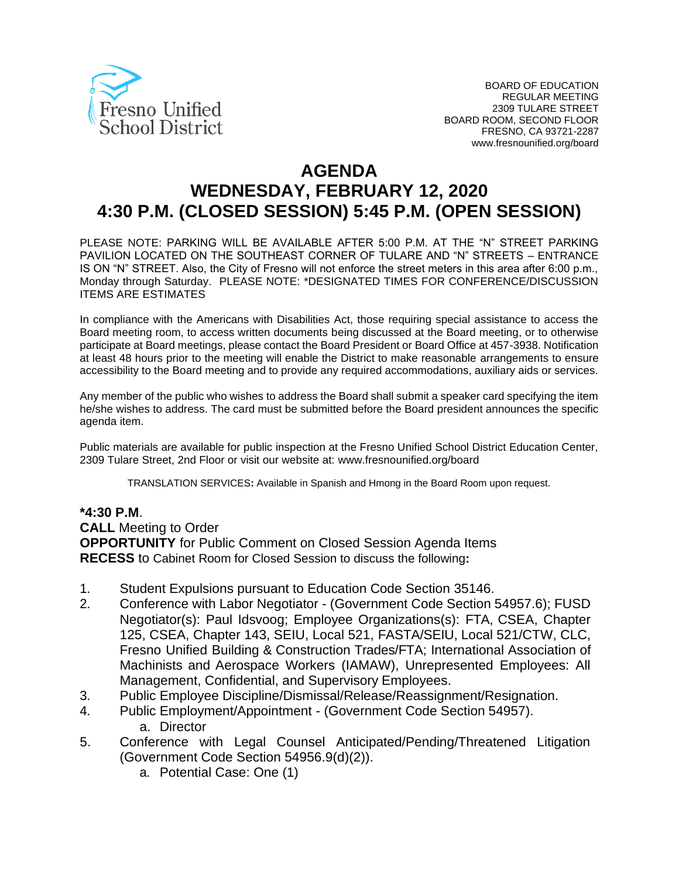Fresno Unified School District

BOARD OF EDUCATION
REGULAR MEETING
2309 TULARE STREET
BOARD ROOM, SECOND FLOOR
FRESNO, CA 93721-2287
www.fresnounified.org/board

# AGENDA
# WEDNESDAY, FEBRUARY 12, 2020
# 4:30 P.M. (CLOSED SESSION) 5:45 P.M. (OPEN SESSION)

PLEASE NOTE: PARKING WILL BE AVAILABLE AFTER 5:00 P.M. AT THE "N" STREET PARKING PAVILION LOCATED ON THE SOUTHEAST CORNER OF TULARE AND "N" STREETS – ENTRANCE IS ON "N" STREET. Also, the City of Fresno will not enforce the street meters in this area after 6:00 p.m., Monday through Saturday. PLEASE NOTE: *DESIGNATED TIMES FOR CONFERENCE/DISCUSSION ITEMS ARE ESTIMATES

In compliance with the Americans with Disabilities Act, those requiring special assistance to access the Board meeting room, to access written documents being discussed at the Board meeting, or to otherwise participate at Board meetings, please contact the Board President or Board Office at 457-3938. Notification at least 48 hours prior to the meeting will enable the District to make reasonable arrangements to ensure accessibility to the Board meeting and to provide any required accommodations, auxiliary aids or services.

Any member of the public who wishes to address the Board shall submit a speaker card specifying the item he/she wishes to address. The card must be submitted before the Board president announces the specific agenda item.

Public materials are available for public inspection at the Fresno Unified School District Education Center, 2309 Tulare Street, 2nd Floor or visit our website at: www.fresnounified.org/board

TRANSLATION SERVICES**:** Available in Spanish and Hmong in the Board Room upon request.

**\*4:30 P.M**.
**CALL** Meeting to Order
**OPPORTUNITY** for Public Comment on Closed Session Agenda Items
**RECESS** to Cabinet Room for Closed Session to discuss the following**:**

1. Student Expulsions pursuant to Education Code Section 35146.
2. Conference with Labor Negotiator - (Government Code Section 54957.6); FUSD Negotiator(s): Paul Idsvoog; Employee Organizations(s): FTA, CSEA, Chapter 125, CSEA, Chapter 143, SEIU, Local 521, FASTA/SEIU, Local 521/CTW, CLC, Fresno Unified Building & Construction Trades/FTA; International Association of Machinists and Aerospace Workers (IAMAW), Unrepresented Employees: All Management, Confidential, and Supervisory Employees.
3. Public Employee Discipline/Dismissal/Release/Reassignment/Resignation.
4. Public Employment/Appointment - (Government Code Section 54957).
   a. Director
5. Conference with Legal Counsel Anticipated/Pending/Threatened Litigation (Government Code Section 54956.9(d)(2)).
   a. Potential Case: One (1)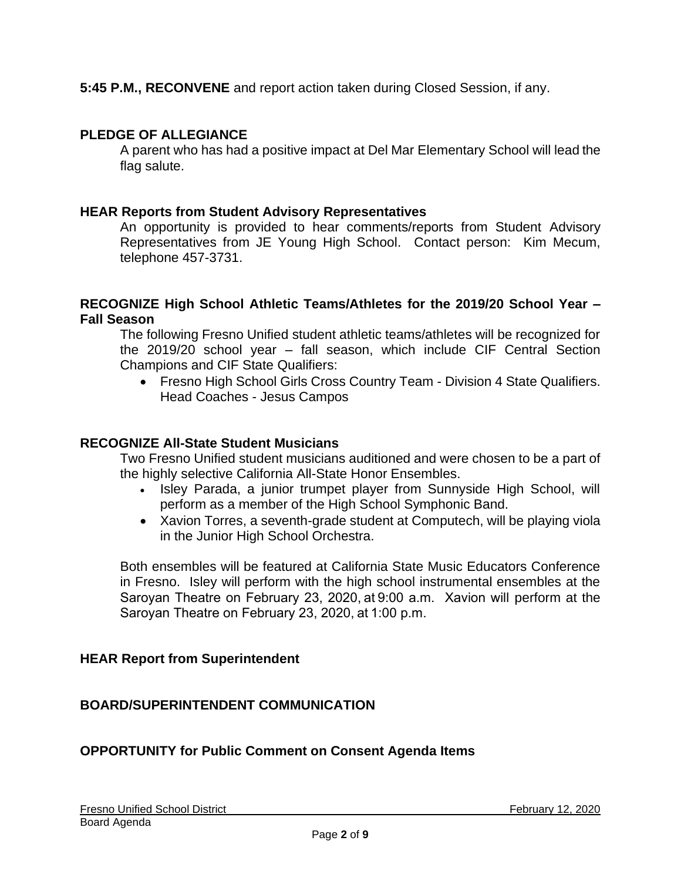**5:45 P.M., RECONVENE** and report action taken during Closed Session, if any.

**PLEDGE OF ALLEGIANCE**

A parent who has had a positive impact at Del Mar Elementary School will lead the flag salute.

**HEAR Reports from Student Advisory Representatives**

An opportunity is provided to hear comments/reports from Student Advisory Representatives from JE Young High School. Contact person: Kim Mecum, telephone 457-3731.

**RECOGNIZE High School Athletic Teams/Athletes for the 2019/20 School Year – Fall Season**

The following Fresno Unified student athletic teams/athletes will be recognized for the 2019/20 school year – fall season, which include CIF Central Section Champions and CIF State Qualifiers:

- Fresno High School Girls Cross Country Team - Division 4 State Qualifiers. Head Coaches - Jesus Campos

**RECOGNIZE All-State Student Musicians**

Two Fresno Unified student musicians auditioned and were chosen to be a part of the highly selective California All-State Honor Ensembles.

- Isley Parada, a junior trumpet player from Sunnyside High School, will perform as a member of the High School Symphonic Band.
- Xavion Torres, a seventh-grade student at Computech, will be playing viola in the Junior High School Orchestra.

Both ensembles will be featured at California State Music Educators Conference in Fresno. Isley will perform with the high school instrumental ensembles at the Saroyan Theatre on February 23, 2020, at 9:00 a.m. Xavion will perform at the Saroyan Theatre on February 23, 2020, at 1:00 p.m.

**HEAR Report from Superintendent**

**BOARD/SUPERINTENDENT COMMUNICATION**

**OPPORTUNITY for Public Comment on Consent Agenda Items**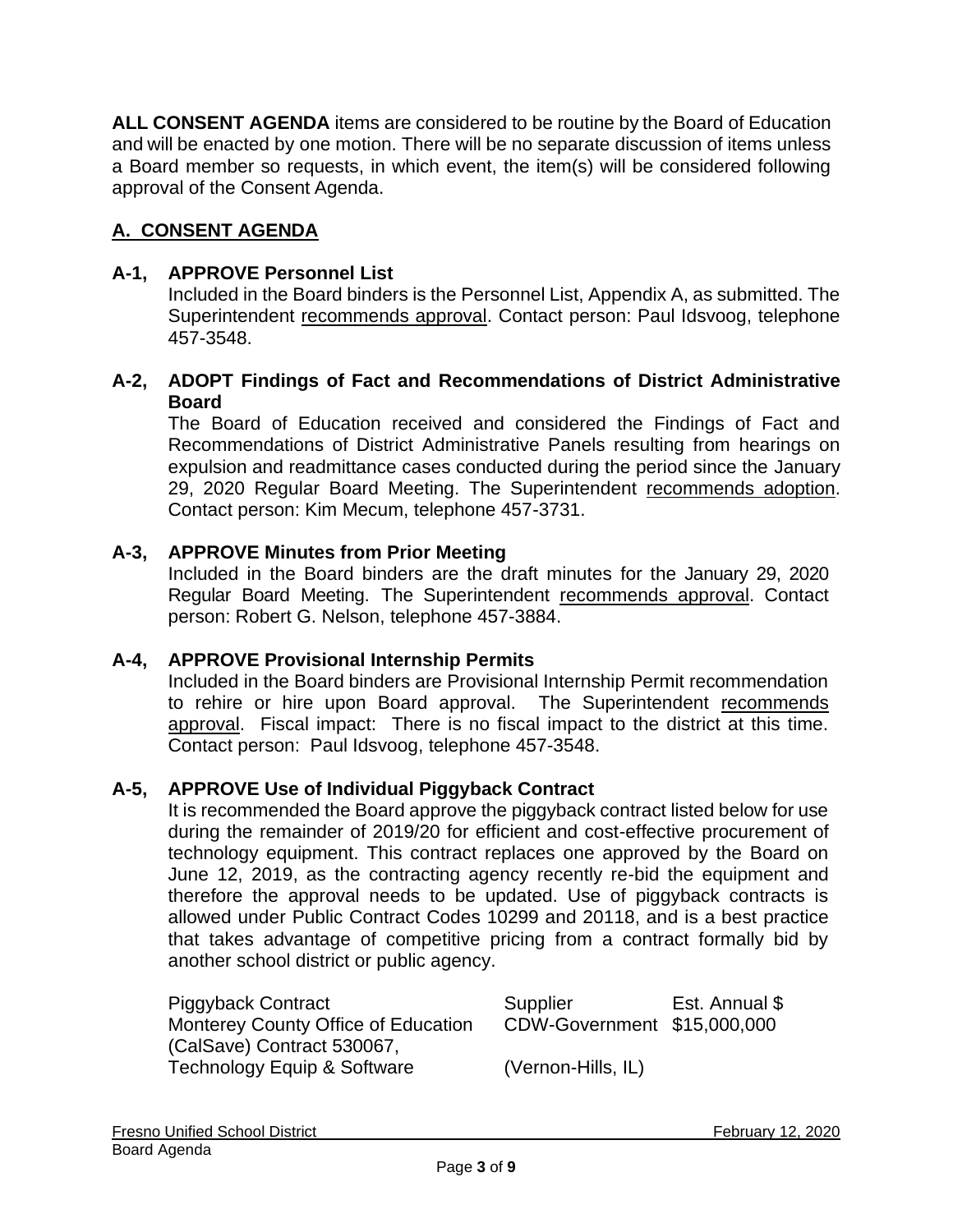**ALL CONSENT AGENDA** items are considered to be routine by the Board of Education and will be enacted by one motion. There will be no separate discussion of items unless a Board member so requests, in which event, the item(s) will be considered following approval of the Consent Agenda.

## A. CONSENT AGENDA

### A-1, APPROVE Personnel List

Included in the Board binders is the Personnel List, Appendix A, as submitted. The Superintendent recommends approval. Contact person: Paul Idsvoog, telephone 457-3548.

### A-2, ADOPT Findings of Fact and Recommendations of District Administrative Board

The Board of Education received and considered the Findings of Fact and Recommendations of District Administrative Panels resulting from hearings on expulsion and readmittance cases conducted during the period since the January 29, 2020 Regular Board Meeting. The Superintendent recommends adoption. Contact person: Kim Mecum, telephone 457-3731.

### A-3, APPROVE Minutes from Prior Meeting

Included in the Board binders are the draft minutes for the January 29, 2020 Regular Board Meeting. The Superintendent recommends approval. Contact person: Robert G. Nelson, telephone 457-3884.

### A-4, APPROVE Provisional Internship Permits

Included in the Board binders are Provisional Internship Permit recommendation to rehire or hire upon Board approval. The Superintendent recommends approval. Fiscal impact: There is no fiscal impact to the district at this time. Contact person: Paul Idsvoog, telephone 457-3548.

### A-5, APPROVE Use of Individual Piggyback Contract

It is recommended the Board approve the piggyback contract listed below for use during the remainder of 2019/20 for efficient and cost-effective procurement of technology equipment. This contract replaces one approved by the Board on June 12, 2019, as the contracting agency recently re-bid the equipment and therefore the approval needs to be updated. Use of piggyback contracts is allowed under Public Contract Codes 10299 and 20118, and is a best practice that takes advantage of competitive pricing from a contract formally bid by another school district or public agency.

| Piggyback Contract | Supplier | Est. Annual $ |
|---|---|---|
| Monterey County Office of Education (CalSave) Contract 530067, Technology Equip & Software | CDW-Government (Vernon-Hills, IL) | $15,000,000 |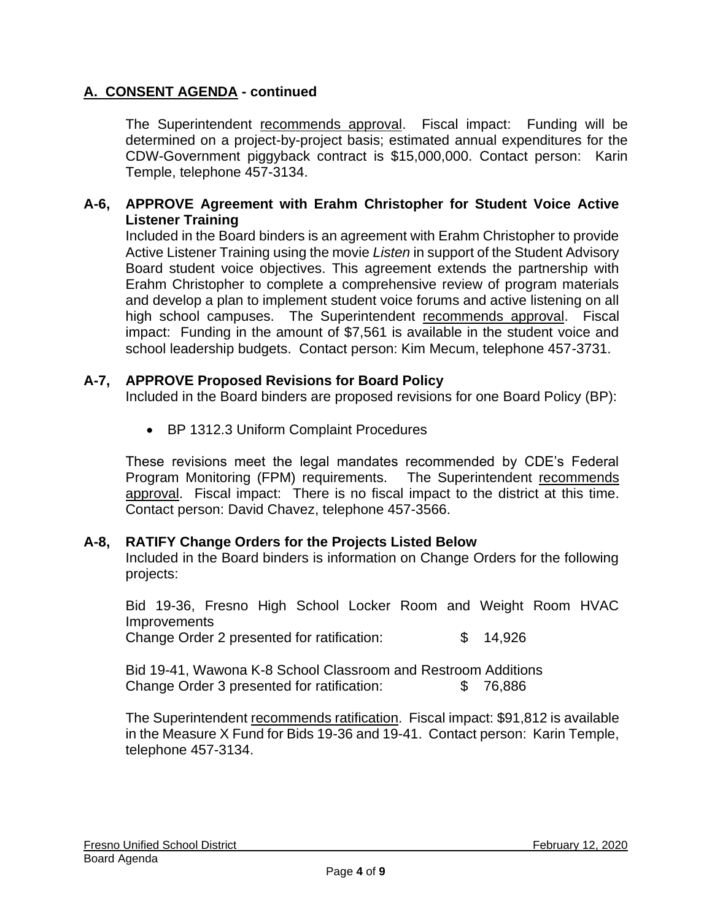## A. CONSENT AGENDA - continued

The Superintendent recommends approval. Fiscal impact: Funding will be determined on a project-by-project basis; estimated annual expenditures for the CDW-Government piggyback contract is $15,000,000. Contact person: Karin Temple, telephone 457-3134.

**A-6, APPROVE Agreement with Erahm Christopher for Student Voice Active Listener Training**

Included in the Board binders is an agreement with Erahm Christopher to provide Active Listener Training using the movie *Listen* in support of the Student Advisory Board student voice objectives. This agreement extends the partnership with Erahm Christopher to complete a comprehensive review of program materials and develop a plan to implement student voice forums and active listening on all high school campuses. The Superintendent recommends approval. Fiscal impact: Funding in the amount of $7,561 is available in the student voice and school leadership budgets. Contact person: Kim Mecum, telephone 457-3731.

**A-7, APPROVE Proposed Revisions for Board Policy**

Included in the Board binders are proposed revisions for one Board Policy (BP):

- BP 1312.3 Uniform Complaint Procedures

These revisions meet the legal mandates recommended by CDE's Federal Program Monitoring (FPM) requirements. The Superintendent recommends approval. Fiscal impact: There is no fiscal impact to the district at this time. Contact person: David Chavez, telephone 457-3566.

**A-8, RATIFY Change Orders for the Projects Listed Below**

Included in the Board binders is information on Change Orders for the following projects:

Bid 19-36, Fresno High School Locker Room and Weight Room HVAC Improvements
Change Order 2 presented for ratification: $ 14,926

Bid 19-41, Wawona K-8 School Classroom and Restroom Additions
Change Order 3 presented for ratification: $ 76,886

The Superintendent recommends ratification. Fiscal impact: $91,812 is available in the Measure X Fund for Bids 19-36 and 19-41. Contact person: Karin Temple, telephone 457-3134.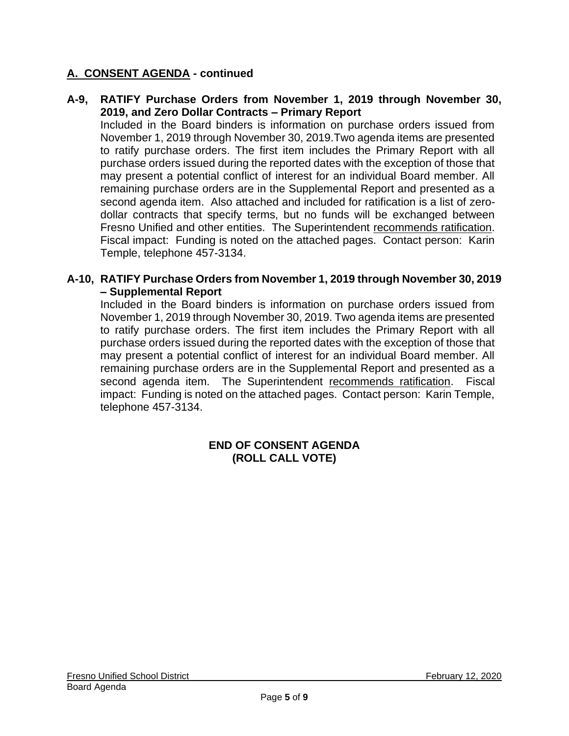## A. CONSENT AGENDA - continued

**A-9, RATIFY Purchase Orders from November 1, 2019 through November 30, 2019, and Zero Dollar Contracts – Primary Report**

Included in the Board binders is information on purchase orders issued from November 1, 2019 through November 30, 2019.Two agenda items are presented to ratify purchase orders. The first item includes the Primary Report with all purchase orders issued during the reported dates with the exception of those that may present a potential conflict of interest for an individual Board member. All remaining purchase orders are in the Supplemental Report and presented as a second agenda item. Also attached and included for ratification is a list of zero-dollar contracts that specify terms, but no funds will be exchanged between Fresno Unified and other entities. The Superintendent recommends ratification. Fiscal impact: Funding is noted on the attached pages. Contact person: Karin Temple, telephone 457-3134.

**A-10, RATIFY Purchase Orders from November 1, 2019 through November 30, 2019 – Supplemental Report**

Included in the Board binders is information on purchase orders issued from November 1, 2019 through November 30, 2019. Two agenda items are presented to ratify purchase orders. The first item includes the Primary Report with all purchase orders issued during the reported dates with the exception of those that may present a potential conflict of interest for an individual Board member. All remaining purchase orders are in the Supplemental Report and presented as a second agenda item. The Superintendent recommends ratification. Fiscal impact: Funding is noted on the attached pages. Contact person: Karin Temple, telephone 457-3134.

**END OF CONSENT AGENDA**
**(ROLL CALL VOTE)**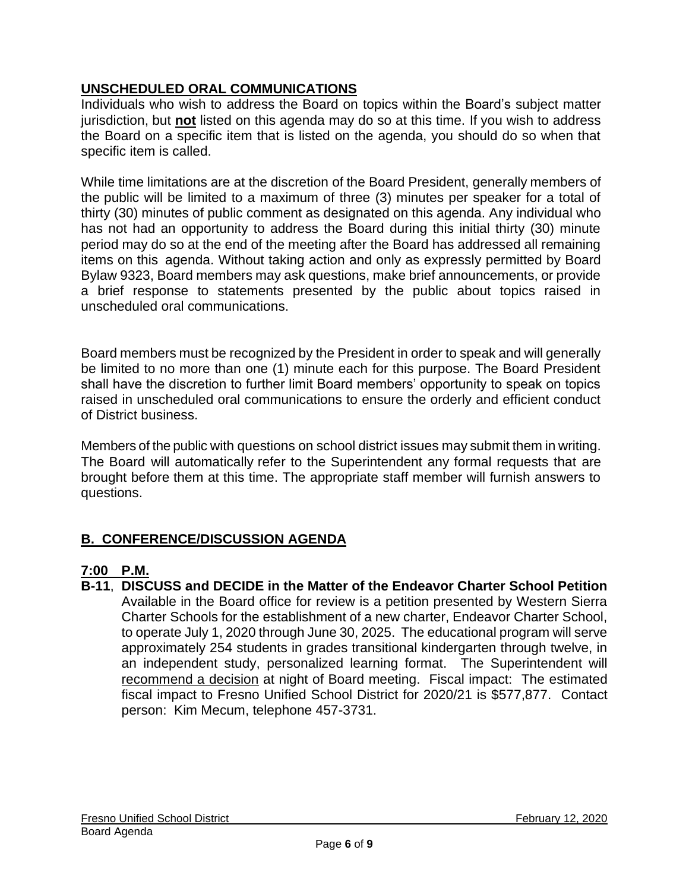## UNSCHEDULED ORAL COMMUNICATIONS

Individuals who wish to address the Board on topics within the Board's subject matter jurisdiction, but **not** listed on this agenda may do so at this time. If you wish to address the Board on a specific item that is listed on the agenda, you should do so when that specific item is called.

While time limitations are at the discretion of the Board President, generally members of the public will be limited to a maximum of three (3) minutes per speaker for a total of thirty (30) minutes of public comment as designated on this agenda. Any individual who has not had an opportunity to address the Board during this initial thirty (30) minute period may do so at the end of the meeting after the Board has addressed all remaining items on this agenda. Without taking action and only as expressly permitted by Board Bylaw 9323, Board members may ask questions, make brief announcements, or provide a brief response to statements presented by the public about topics raised in unscheduled oral communications.

Board members must be recognized by the President in order to speak and will generally be limited to no more than one (1) minute each for this purpose. The Board President shall have the discretion to further limit Board members' opportunity to speak on topics raised in unscheduled oral communications to ensure the orderly and efficient conduct of District business.

Members of the public with questions on school district issues may submit them in writing. The Board will automatically refer to the Superintendent any formal requests that are brought before them at this time. The appropriate staff member will furnish answers to questions.

## B. CONFERENCE/DISCUSSION AGENDA

### 7:00 P.M.

**B-11**, **DISCUSS and DECIDE in the Matter of the Endeavor Charter School Petition**
Available in the Board office for review is a petition presented by Western Sierra Charter Schools for the establishment of a new charter, Endeavor Charter School, to operate July 1, 2020 through June 30, 2025. The educational program will serve approximately 254 students in grades transitional kindergarten through twelve, in an independent study, personalized learning format. The Superintendent will recommend a decision at night of Board meeting. Fiscal impact: The estimated fiscal impact to Fresno Unified School District for 2020/21 is $577,877. Contact person: Kim Mecum, telephone 457-3731.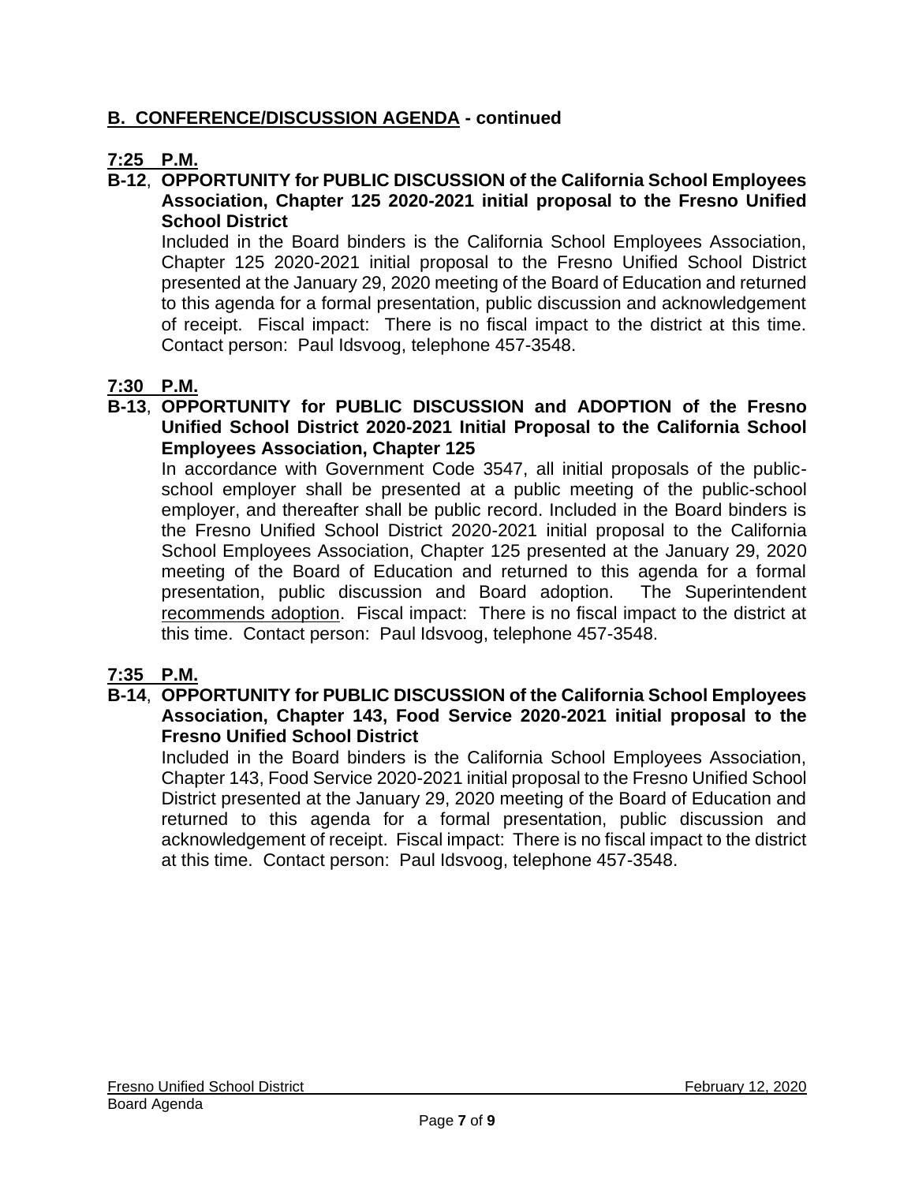## B. CONFERENCE/DISCUSSION AGENDA - continued

**7:25 P.M.**

**B-12**, **OPPORTUNITY for PUBLIC DISCUSSION of the California School Employees Association, Chapter 125 2020-2021 initial proposal to the Fresno Unified School District**

Included in the Board binders is the California School Employees Association, Chapter 125 2020-2021 initial proposal to the Fresno Unified School District presented at the January 29, 2020 meeting of the Board of Education and returned to this agenda for a formal presentation, public discussion and acknowledgement of receipt. Fiscal impact: There is no fiscal impact to the district at this time. Contact person: Paul Idsvoog, telephone 457-3548.

**7:30 P.M.**

**B-13**, **OPPORTUNITY for PUBLIC DISCUSSION and ADOPTION of the Fresno Unified School District 2020-2021 Initial Proposal to the California School Employees Association, Chapter 125**

In accordance with Government Code 3547, all initial proposals of the public-school employer shall be presented at a public meeting of the public-school employer, and thereafter shall be public record. Included in the Board binders is the Fresno Unified School District 2020-2021 initial proposal to the California School Employees Association, Chapter 125 presented at the January 29, 2020 meeting of the Board of Education and returned to this agenda for a formal presentation, public discussion and Board adoption. The Superintendent recommends adoption. Fiscal impact: There is no fiscal impact to the district at this time. Contact person: Paul Idsvoog, telephone 457-3548.

**7:35 P.M.**

**B-14**, **OPPORTUNITY for PUBLIC DISCUSSION of the California School Employees Association, Chapter 143, Food Service 2020-2021 initial proposal to the Fresno Unified School District**

Included in the Board binders is the California School Employees Association, Chapter 143, Food Service 2020-2021 initial proposal to the Fresno Unified School District presented at the January 29, 2020 meeting of the Board of Education and returned to this agenda for a formal presentation, public discussion and acknowledgement of receipt. Fiscal impact: There is no fiscal impact to the district at this time. Contact person: Paul Idsvoog, telephone 457-3548.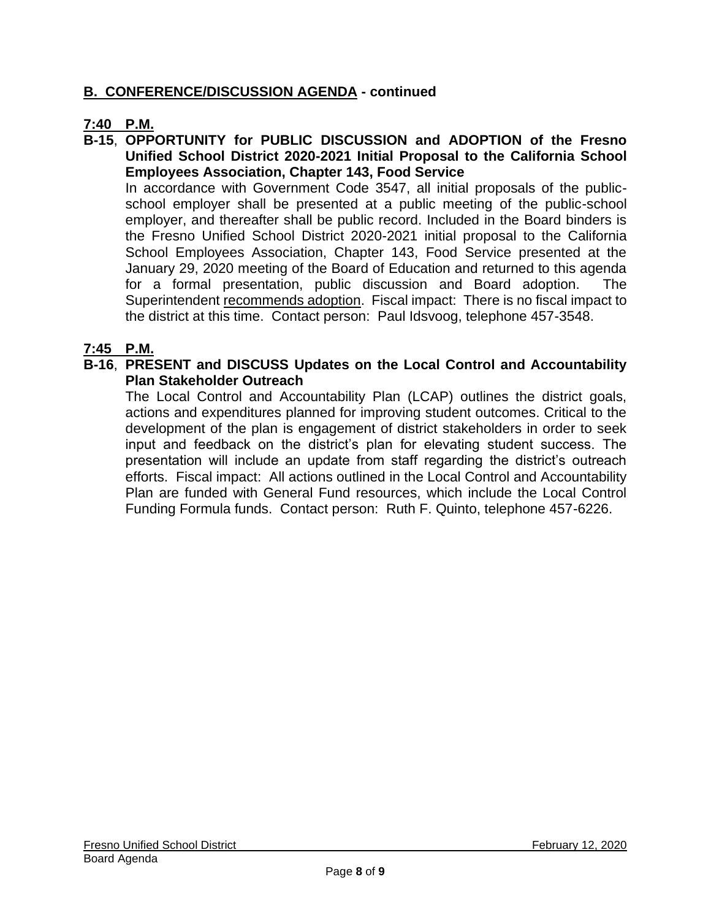## B. CONFERENCE/DISCUSSION AGENDA - continued

**7:40 P.M.**

**B-15**, **OPPORTUNITY for PUBLIC DISCUSSION and ADOPTION of the Fresno Unified School District 2020-2021 Initial Proposal to the California School Employees Association, Chapter 143, Food Service**

In accordance with Government Code 3547, all initial proposals of the public-school employer shall be presented at a public meeting of the public-school employer, and thereafter shall be public record. Included in the Board binders is the Fresno Unified School District 2020-2021 initial proposal to the California School Employees Association, Chapter 143, Food Service presented at the January 29, 2020 meeting of the Board of Education and returned to this agenda for a formal presentation, public discussion and Board adoption. The Superintendent recommends adoption. Fiscal impact: There is no fiscal impact to the district at this time. Contact person: Paul Idsvoog, telephone 457-3548.

**7:45 P.M.**

**B-16**, **PRESENT and DISCUSS Updates on the Local Control and Accountability Plan Stakeholder Outreach**

The Local Control and Accountability Plan (LCAP) outlines the district goals, actions and expenditures planned for improving student outcomes. Critical to the development of the plan is engagement of district stakeholders in order to seek input and feedback on the district's plan for elevating student success. The presentation will include an update from staff regarding the district's outreach efforts. Fiscal impact: All actions outlined in the Local Control and Accountability Plan are funded with General Fund resources, which include the Local Control Funding Formula funds. Contact person: Ruth F. Quinto, telephone 457-6226.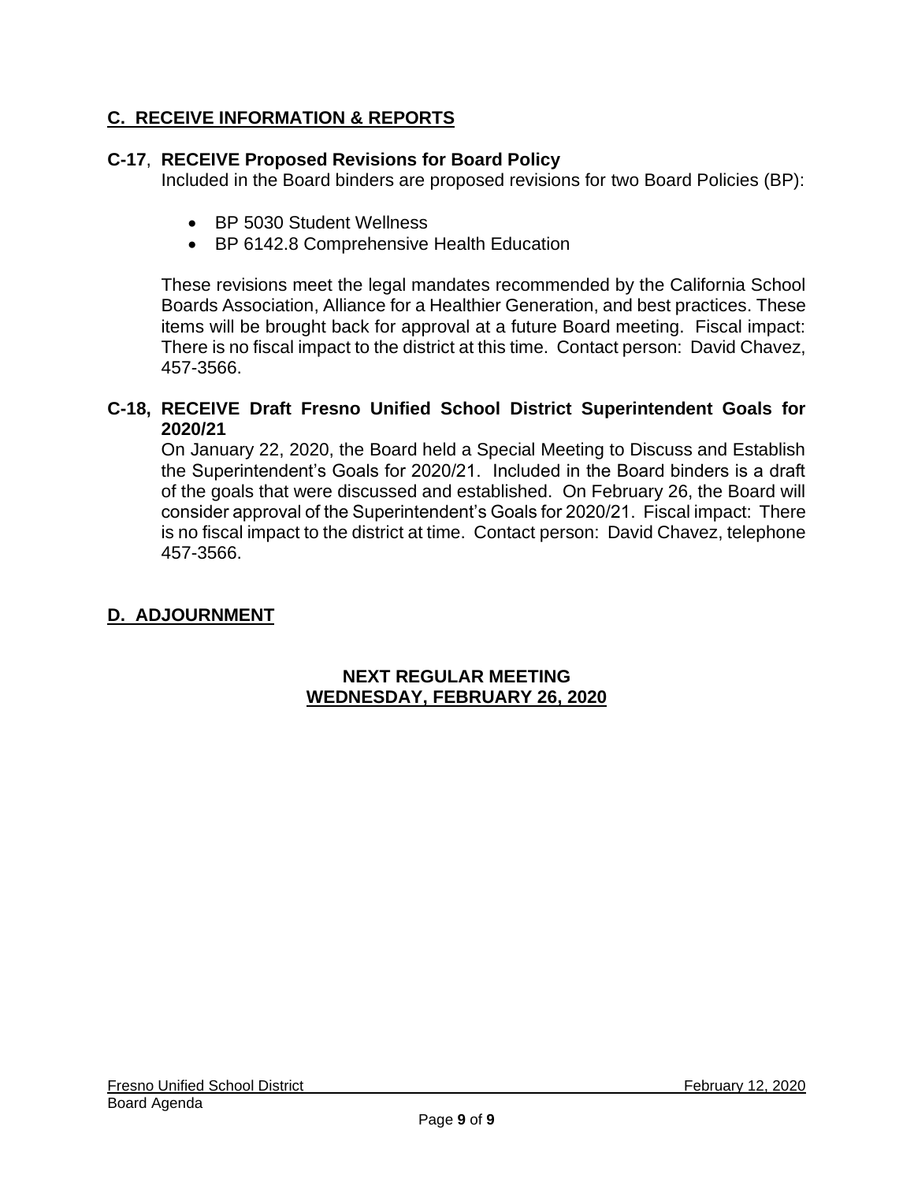## C. RECEIVE INFORMATION & REPORTS

**C-17, RECEIVE Proposed Revisions for Board Policy**

Included in the Board binders are proposed revisions for two Board Policies (BP):

- BP 5030 Student Wellness
- BP 6142.8 Comprehensive Health Education

These revisions meet the legal mandates recommended by the California School Boards Association, Alliance for a Healthier Generation, and best practices. These items will be brought back for approval at a future Board meeting. Fiscal impact: There is no fiscal impact to the district at this time. Contact person: David Chavez, 457-3566.

**C-18, RECEIVE Draft Fresno Unified School District Superintendent Goals for 2020/21**

On January 22, 2020, the Board held a Special Meeting to Discuss and Establish the Superintendent's Goals for 2020/21. Included in the Board binders is a draft of the goals that were discussed and established. On February 26, the Board will consider approval of the Superintendent's Goals for 2020/21. Fiscal impact: There is no fiscal impact to the district at time. Contact person: David Chavez, telephone 457-3566.

## D. ADJOURNMENT

**NEXT REGULAR MEETING**

**WEDNESDAY, FEBRUARY 26, 2020**